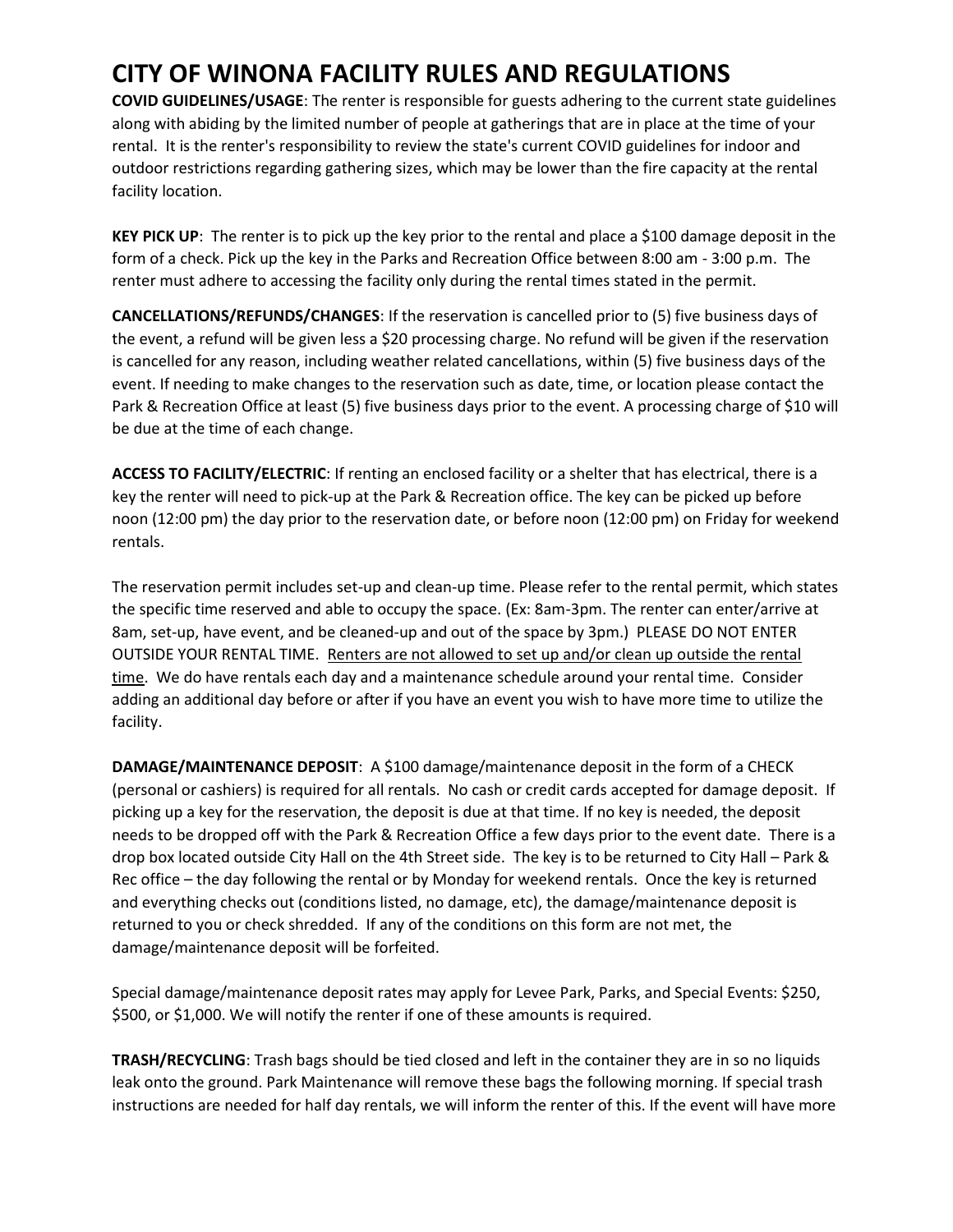# CITY OF WINONA FACILITY RULES AND REGULATIONS

**COVID GUIDELINES/USAGE**: The renter is responsible for guests adhering to the current state guidelines along with abiding by the limited number of people at gatherings that are in place at the time of your rental. It is the renter's responsibility to review the state's current COVID guidelines for indoor and outdoor restrictions regarding gathering sizes, which may be lower than the fire capacity at the rental facility location.

**KEY PICK UP**: The renter is to pick up the key prior to the rental and place a $100 damage deposit in the form of a check. Pick up the key in the Parks and Recreation Office between 8:00 am - 3:00 p.m. The renter must adhere to accessing the facility only during the rental times stated in the permit.

**CANCELLATIONS/REFUNDS/CHANGES**: If the reservation is cancelled prior to (5) five business days of the event, a refund will be given less a $20 processing charge. No refund will be given if the reservation is cancelled for any reason, including weather related cancellations, within (5) five business days of the event. If needing to make changes to the reservation such as date, time, or location please contact the Park & Recreation Office at least (5) five business days prior to the event. A processing charge of $10 will be due at the time of each change.

**ACCESS TO FACILITY/ELECTRIC**: If renting an enclosed facility or a shelter that has electrical, there is a key the renter will need to pick-up at the Park & Recreation office. The key can be picked up before noon (12:00 pm) the day prior to the reservation date, or before noon (12:00 pm) on Friday for weekend rentals.

The reservation permit includes set-up and clean-up time. Please refer to the rental permit, which states the specific time reserved and able to occupy the space. (Ex: 8am-3pm. The renter can enter/arrive at 8am, set-up, have event, and be cleaned-up and out of the space by 3pm.) PLEASE DO NOT ENTER OUTSIDE YOUR RENTAL TIME. <u>Renters are not allowed to set up and/or clean up outside the rental time</u>. We do have rentals each day and a maintenance schedule around your rental time. Consider adding an additional day before or after if you have an event you wish to have more time to utilize the facility.

**DAMAGE/MAINTENANCE DEPOSIT**: A $100 damage/maintenance deposit in the form of a CHECK (personal or cashiers) is required for all rentals. No cash or credit cards accepted for damage deposit. If picking up a key for the reservation, the deposit is due at that time. If no key is needed, the deposit needs to be dropped off with the Park & Recreation Office a few days prior to the event date. There is a drop box located outside City Hall on the 4th Street side. The key is to be returned to City Hall – Park & Rec office – the day following the rental or by Monday for weekend rentals. Once the key is returned and everything checks out (conditions listed, no damage, etc), the damage/maintenance deposit is returned to you or check shredded. If any of the conditions on this form are not met, the damage/maintenance deposit will be forfeited.

Special damage/maintenance deposit rates may apply for Levee Park, Parks, and Special Events: $250, $500, or $1,000. We will notify the renter if one of these amounts is required.

**TRASH/RECYCLING**: Trash bags should be tied closed and left in the container they are in so no liquids leak onto the ground. Park Maintenance will remove these bags the following morning. If special trash instructions are needed for half day rentals, we will inform the renter of this. If the event will have more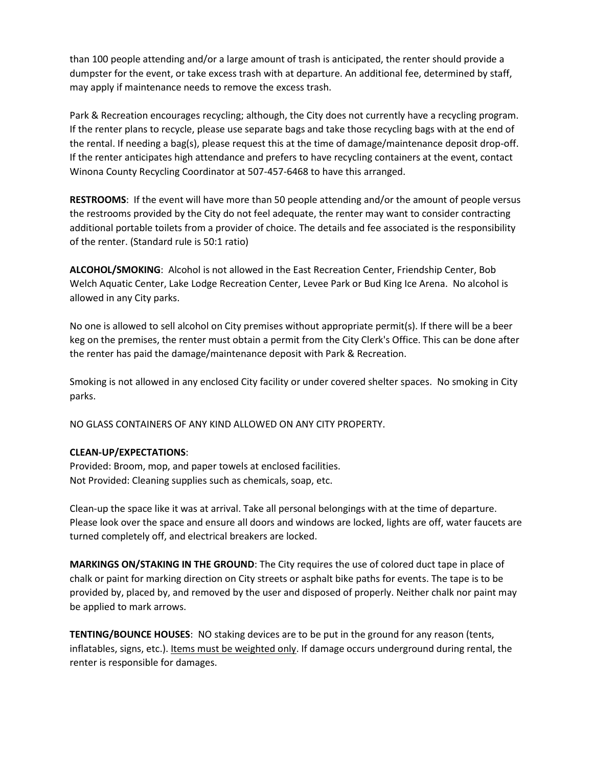than 100 people attending and/or a large amount of trash is anticipated, the renter should provide a dumpster for the event, or take excess trash with at departure. An additional fee, determined by staff, may apply if maintenance needs to remove the excess trash.

Park & Recreation encourages recycling; although, the City does not currently have a recycling program. If the renter plans to recycle, please use separate bags and take those recycling bags with at the end of the rental. If needing a bag(s), please request this at the time of damage/maintenance deposit drop-off. If the renter anticipates high attendance and prefers to have recycling containers at the event, contact Winona County Recycling Coordinator at 507-457-6468 to have this arranged.

**RESTROOMS**: If the event will have more than 50 people attending and/or the amount of people versus the restrooms provided by the City do not feel adequate, the renter may want to consider contracting additional portable toilets from a provider of choice. The details and fee associated is the responsibility of the renter. (Standard rule is 50:1 ratio)

**ALCOHOL/SMOKING**: Alcohol is not allowed in the East Recreation Center, Friendship Center, Bob Welch Aquatic Center, Lake Lodge Recreation Center, Levee Park or Bud King Ice Arena. No alcohol is allowed in any City parks.

No one is allowed to sell alcohol on City premises without appropriate permit(s). If there will be a beer keg on the premises, the renter must obtain a permit from the City Clerk's Office. This can be done after the renter has paid the damage/maintenance deposit with Park & Recreation.

Smoking is not allowed in any enclosed City facility or under covered shelter spaces. No smoking in City parks.

NO GLASS CONTAINERS OF ANY KIND ALLOWED ON ANY CITY PROPERTY.

**CLEAN-UP/EXPECTATIONS**:
Provided: Broom, mop, and paper towels at enclosed facilities.
Not Provided: Cleaning supplies such as chemicals, soap, etc.

Clean-up the space like it was at arrival. Take all personal belongings with at the time of departure. Please look over the space and ensure all doors and windows are locked, lights are off, water faucets are turned completely off, and electrical breakers are locked.

**MARKINGS ON/STAKING IN THE GROUND**: The City requires the use of colored duct tape in place of chalk or paint for marking direction on City streets or asphalt bike paths for events. The tape is to be provided by, placed by, and removed by the user and disposed of properly. Neither chalk nor paint may be applied to mark arrows.

**TENTING/BOUNCE HOUSES**: NO staking devices are to be put in the ground for any reason (tents, inflatables, signs, etc.). Items must be weighted only. If damage occurs underground during rental, the renter is responsible for damages.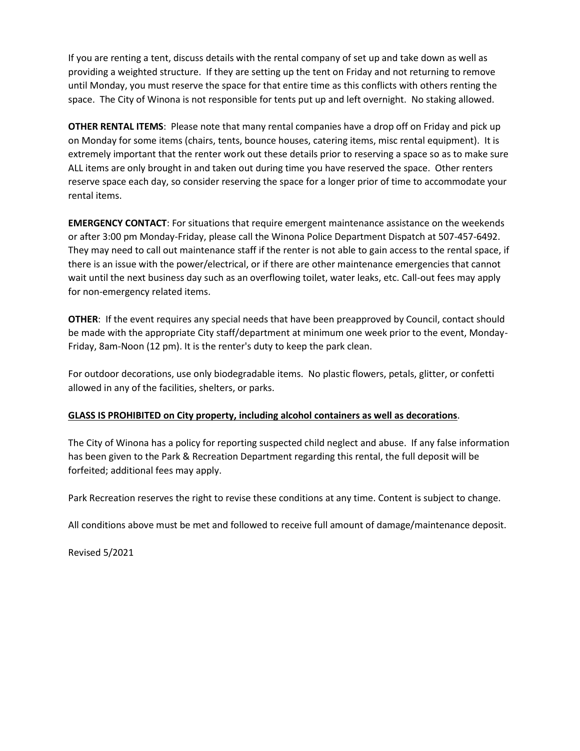If you are renting a tent, discuss details with the rental company of set up and take down as well as providing a weighted structure. If they are setting up the tent on Friday and not returning to remove until Monday, you must reserve the space for that entire time as this conflicts with others renting the space. The City of Winona is not responsible for tents put up and left overnight. No staking allowed.

**OTHER RENTAL ITEMS**: Please note that many rental companies have a drop off on Friday and pick up on Monday for some items (chairs, tents, bounce houses, catering items, misc rental equipment). It is extremely important that the renter work out these details prior to reserving a space so as to make sure ALL items are only brought in and taken out during time you have reserved the space. Other renters reserve space each day, so consider reserving the space for a longer prior of time to accommodate your rental items.

**EMERGENCY CONTACT**: For situations that require emergent maintenance assistance on the weekends or after 3:00 pm Monday-Friday, please call the Winona Police Department Dispatch at 507-457-6492. They may need to call out maintenance staff if the renter is not able to gain access to the rental space, if there is an issue with the power/electrical, or if there are other maintenance emergencies that cannot wait until the next business day such as an overflowing toilet, water leaks, etc. Call-out fees may apply for non-emergency related items.

**OTHER**: If the event requires any special needs that have been preapproved by Council, contact should be made with the appropriate City staff/department at minimum one week prior to the event, Monday-Friday, 8am-Noon (12 pm). It is the renter's duty to keep the park clean.

For outdoor decorations, use only biodegradable items. No plastic flowers, petals, glitter, or confetti allowed in any of the facilities, shelters, or parks.

**<u>GLASS IS PROHIBITED on City property, including alcohol containers as well as decorations</u>**.

The City of Winona has a policy for reporting suspected child neglect and abuse. If any false information has been given to the Park & Recreation Department regarding this rental, the full deposit will be forfeited; additional fees may apply.

Park Recreation reserves the right to revise these conditions at any time. Content is subject to change.

All conditions above must be met and followed to receive full amount of damage/maintenance deposit.

Revised 5/2021